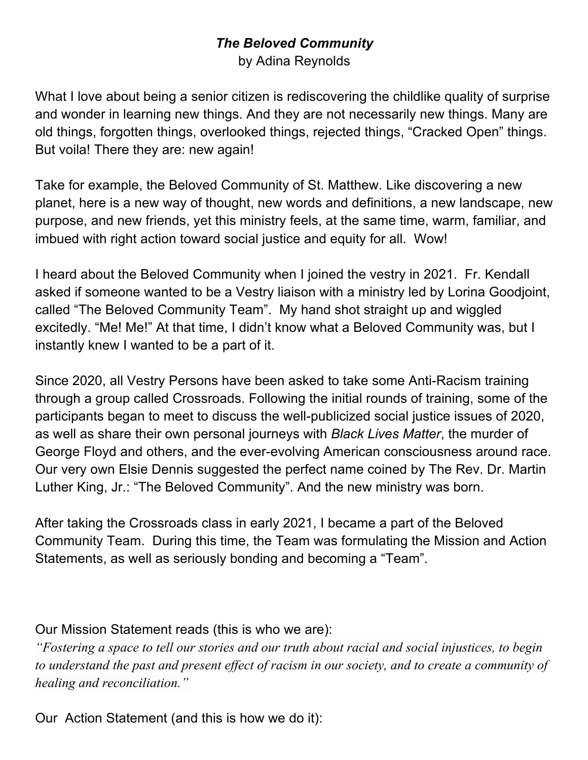# *The Beloved Community*

by Adina Reynolds

What I love about being a senior citizen is rediscovering the childlike quality of surprise and wonder in learning new things. And they are not necessarily new things. Many are old things, forgotten things, overlooked things, rejected things, “Cracked Open” things. But voila! There they are: new again!

Take for example, the Beloved Community of St. Matthew. Like discovering a new planet, here is a new way of thought, new words and definitions, a new landscape, new purpose, and new friends, yet this ministry feels, at the same time, warm, familiar, and imbued with right action toward social justice and equity for all. Wow!

I heard about the Beloved Community when I joined the vestry in 2021. Fr. Kendall asked if someone wanted to be a Vestry liaison with a ministry led by Lorina Goodjoint, called “The Beloved Community Team”. My hand shot straight up and wiggled excitedly. “Me! Me!” At that time, I didn’t know what a Beloved Community was, but I instantly knew I wanted to be a part of it.

Since 2020, all Vestry Persons have been asked to take some Anti-Racism training through a group called Crossroads. Following the initial rounds of training, some of the participants began to meet to discuss the well-publicized social justice issues of 2020, as well as share their own personal journeys with *Black Lives Matter*, the murder of George Floyd and others, and the ever-evolving American consciousness around race. Our very own Elsie Dennis suggested the perfect name coined by The Rev. Dr. Martin Luther King, Jr.: “The Beloved Community”. And the new ministry was born.

After taking the Crossroads class in early 2021, I became a part of the Beloved Community Team. During this time, the Team was formulating the Mission and Action Statements, as well as seriously bonding and becoming a “Team”.

Our Mission Statement reads (this is who we are):

*“Fostering a space to tell our stories and our truth about racial and social injustices, to begin to understand the past and present effect of racism in our society, and to create a community of healing and reconciliation.”*

Our Action Statement (and this is how we do it):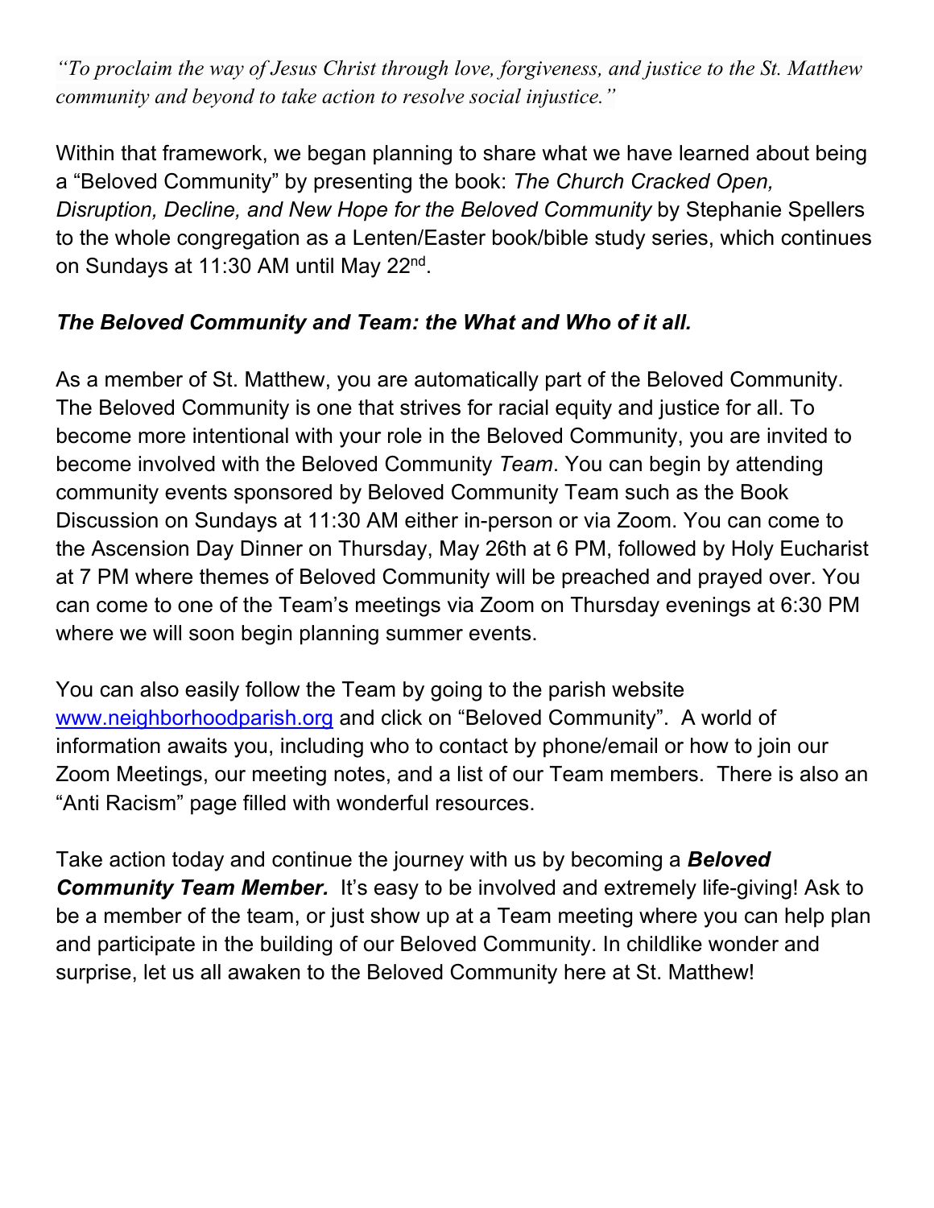*"To proclaim the way of Jesus Christ through love, forgiveness, and justice to the St. Matthew community and beyond to take action to resolve social injustice."*

Within that framework, we began planning to share what we have learned about being a "Beloved Community" by presenting the book: *The Church Cracked Open, Disruption, Decline, and New Hope for the Beloved Community* by Stephanie Spellers to the whole congregation as a Lenten/Easter book/bible study series, which continues on Sundays at 11:30 AM until May 22nd.

***The Beloved Community and Team: the What and Who of it all.***

As a member of St. Matthew, you are automatically part of the Beloved Community. The Beloved Community is one that strives for racial equity and justice for all. To become more intentional with your role in the Beloved Community, you are invited to become involved with the Beloved Community *Team*. You can begin by attending community events sponsored by Beloved Community Team such as the Book Discussion on Sundays at 11:30 AM either in-person or via Zoom. You can come to the Ascension Day Dinner on Thursday, May 26th at 6 PM, followed by Holy Eucharist at 7 PM where themes of Beloved Community will be preached and prayed over. You can come to one of the Team's meetings via Zoom on Thursday evenings at 6:30 PM where we will soon begin planning summer events.

You can also easily follow the Team by going to the parish website www.neighborhoodparish.org and click on "Beloved Community". A world of information awaits you, including who to contact by phone/email or how to join our Zoom Meetings, our meeting notes, and a list of our Team members. There is also an "Anti Racism" page filled with wonderful resources.

Take action today and continue the journey with us by becoming a ***Beloved Community Team Member.*** It's easy to be involved and extremely life-giving! Ask to be a member of the team, or just show up at a Team meeting where you can help plan and participate in the building of our Beloved Community. In childlike wonder and surprise, let us all awaken to the Beloved Community here at St. Matthew!